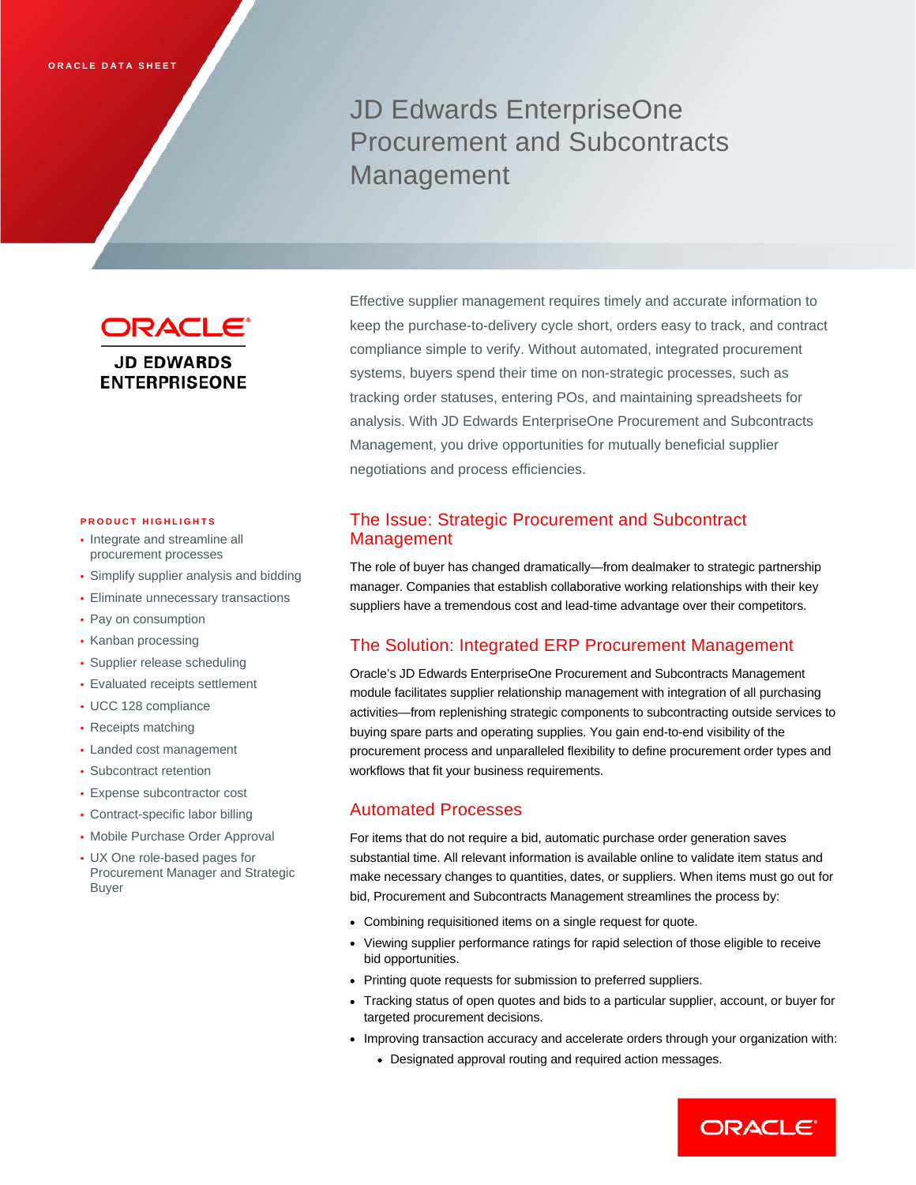ORACLE DATA SHEET

# JD Edwards EnterpriseOne Procurement and Subcontracts Management

ORACLE
JD EDWARDS ENTERPRISEONE

Effective supplier management requires timely and accurate information to keep the purchase-to-delivery cycle short, orders easy to track, and contract compliance simple to verify. Without automated, integrated procurement systems, buyers spend their time on non-strategic processes, such as tracking order statuses, entering POs, and maintaining spreadsheets for analysis. With JD Edwards EnterpriseOne Procurement and Subcontracts Management, you drive opportunities for mutually beneficial supplier negotiations and process efficiencies.

### PRODUCT HIGHLIGHTS

- Integrate and streamline all procurement processes
- Simplify supplier analysis and bidding
- Eliminate unnecessary transactions
- Pay on consumption
- Kanban processing
- Supplier release scheduling
- Evaluated receipts settlement
- UCC 128 compliance
- Receipts matching
- Landed cost management
- Subcontract retention
- Expense subcontractor cost
- Contract-specific labor billing
- Mobile Purchase Order Approval
- UX One role-based pages for Procurement Manager and Strategic Buyer

## The Issue: Strategic Procurement and Subcontract Management

The role of buyer has changed dramatically—from dealmaker to strategic partnership manager. Companies that establish collaborative working relationships with their key suppliers have a tremendous cost and lead-time advantage over their competitors.

## The Solution: Integrated ERP Procurement Management

Oracle's JD Edwards EnterpriseOne Procurement and Subcontracts Management module facilitates supplier relationship management with integration of all purchasing activities—from replenishing strategic components to subcontracting outside services to buying spare parts and operating supplies. You gain end-to-end visibility of the procurement process and unparalleled flexibility to define procurement order types and workflows that fit your business requirements.

## Automated Processes

For items that do not require a bid, automatic purchase order generation saves substantial time. All relevant information is available online to validate item status and make necessary changes to quantities, dates, or suppliers. When items must go out for bid, Procurement and Subcontracts Management streamlines the process by:

- Combining requisitioned items on a single request for quote.
- Viewing supplier performance ratings for rapid selection of those eligible to receive bid opportunities.
- Printing quote requests for submission to preferred suppliers.
- Tracking status of open quotes and bids to a particular supplier, account, or buyer for targeted procurement decisions.
- Improving transaction accuracy and accelerate orders through your organization with:
    - Designated approval routing and required action messages.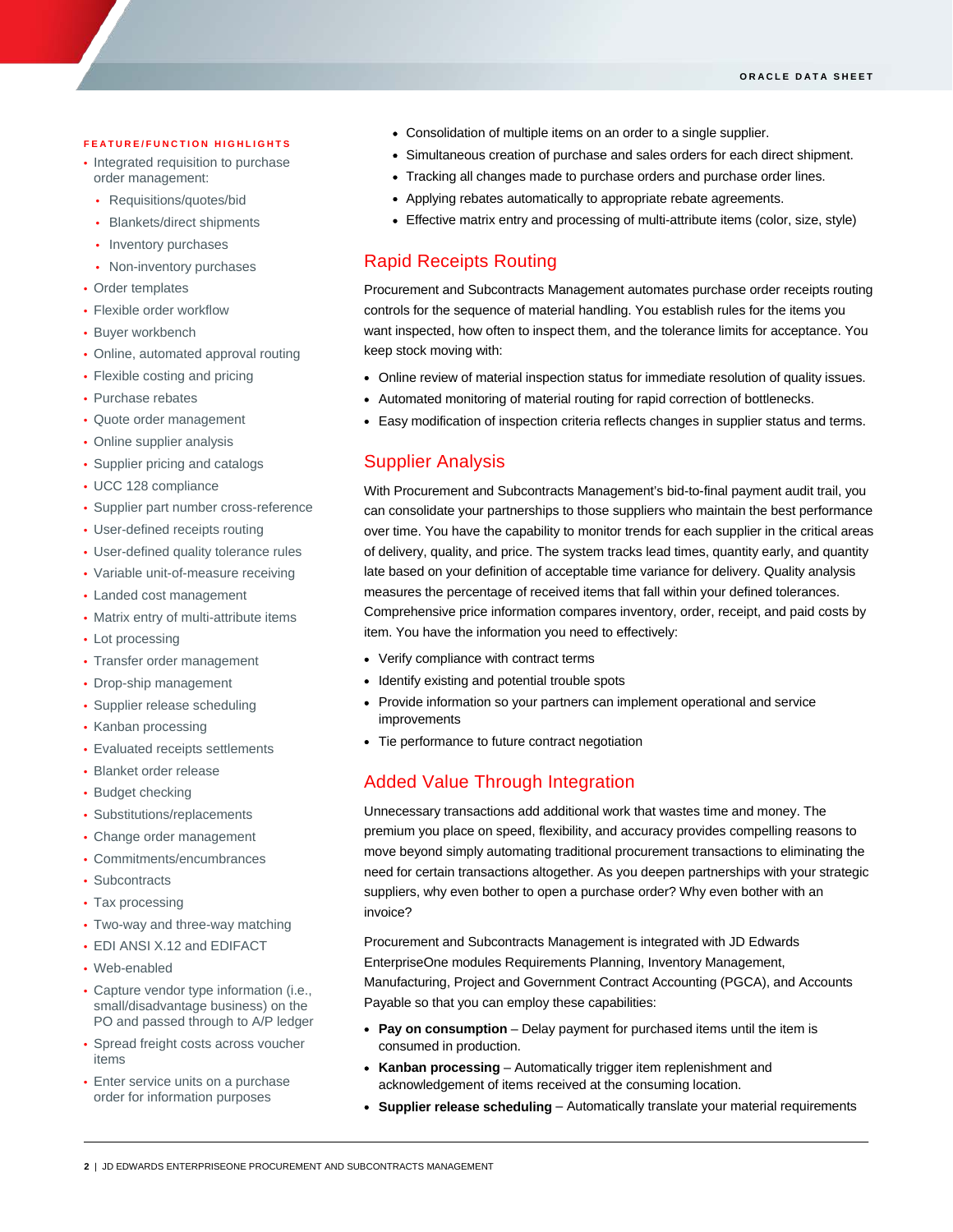## FEATURE/FUNCTION HIGHLIGHTS

- Integrated requisition to purchase order management:
  - Requisitions/quotes/bid
  - Blankets/direct shipments
  - Inventory purchases
  - Non-inventory purchases
- Order templates
- Flexible order workflow
- Buyer workbench
- Online, automated approval routing
- Flexible costing and pricing
- Purchase rebates
- Quote order management
- Online supplier analysis
- Supplier pricing and catalogs
- UCC 128 compliance
- Supplier part number cross-reference
- User-defined receipts routing
- User-defined quality tolerance rules
- Variable unit-of-measure receiving
- Landed cost management
- Matrix entry of multi-attribute items
- Lot processing
- Transfer order management
- Drop-ship management
- Supplier release scheduling
- Kanban processing
- Evaluated receipts settlements
- Blanket order release
- Budget checking
- Substitutions/replacements
- Change order management
- Commitments/encumbrances
- Subcontracts
- Tax processing
- Two-way and three-way matching
- EDI ANSI X.12 and EDIFACT
- Web-enabled
- Capture vendor type information (i.e., small/disadvantage business) on the PO and passed through to A/P ledger
- Spread freight costs across voucher items
- Enter service units on a purchase order for information purposes

- Consolidation of multiple items on an order to a single supplier.
- Simultaneous creation of purchase and sales orders for each direct shipment.
- Tracking all changes made to purchase orders and purchase order lines.
- Applying rebates automatically to appropriate rebate agreements.
- Effective matrix entry and processing of multi-attribute items (color, size, style)

## Rapid Receipts Routing

Procurement and Subcontracts Management automates purchase order receipts routing controls for the sequence of material handling. You establish rules for the items you want inspected, how often to inspect them, and the tolerance limits for acceptance. You keep stock moving with:

- Online review of material inspection status for immediate resolution of quality issues.
- Automated monitoring of material routing for rapid correction of bottlenecks.
- Easy modification of inspection criteria reflects changes in supplier status and terms.

## Supplier Analysis

With Procurement and Subcontracts Management's bid-to-final payment audit trail, you can consolidate your partnerships to those suppliers who maintain the best performance over time. You have the capability to monitor trends for each supplier in the critical areas of delivery, quality, and price. The system tracks lead times, quantity early, and quantity late based on your definition of acceptable time variance for delivery. Quality analysis measures the percentage of received items that fall within your defined tolerances. Comprehensive price information compares inventory, order, receipt, and paid costs by item. You have the information you need to effectively:

- Verify compliance with contract terms
- Identify existing and potential trouble spots
- Provide information so your partners can implement operational and service improvements
- Tie performance to future contract negotiation

## Added Value Through Integration

Unnecessary transactions add additional work that wastes time and money. The premium you place on speed, flexibility, and accuracy provides compelling reasons to move beyond simply automating traditional procurement transactions to eliminating the need for certain transactions altogether. As you deepen partnerships with your strategic suppliers, why even bother to open a purchase order? Why even bother with an invoice?

Procurement and Subcontracts Management is integrated with JD Edwards EnterpriseOne modules Requirements Planning, Inventory Management, Manufacturing, Project and Government Contract Accounting (PGCA), and Accounts Payable so that you can employ these capabilities:

- **Pay on consumption** – Delay payment for purchased items until the item is consumed in production.
- **Kanban processing** – Automatically trigger item replenishment and acknowledgement of items received at the consuming location.
- **Supplier release scheduling** – Automatically translate your material requirements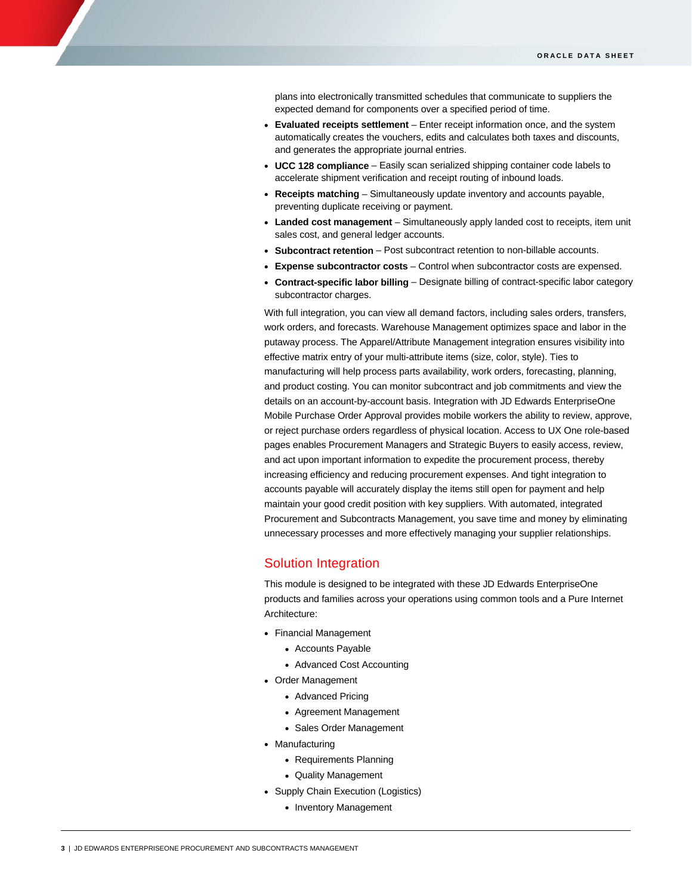plans into electronically transmitted schedules that communicate to suppliers the expected demand for components over a specified period of time.

- **Evaluated receipts settlement** – Enter receipt information once, and the system automatically creates the vouchers, edits and calculates both taxes and discounts, and generates the appropriate journal entries.
- **UCC 128 compliance** – Easily scan serialized shipping container code labels to accelerate shipment verification and receipt routing of inbound loads.
- **Receipts matching** – Simultaneously update inventory and accounts payable, preventing duplicate receiving or payment.
- **Landed cost management** – Simultaneously apply landed cost to receipts, item unit sales cost, and general ledger accounts.
- **Subcontract retention** – Post subcontract retention to non-billable accounts.
- **Expense subcontractor costs** – Control when subcontractor costs are expensed.
- **Contract-specific labor billing** – Designate billing of contract-specific labor category subcontractor charges.

With full integration, you can view all demand factors, including sales orders, transfers, work orders, and forecasts. Warehouse Management optimizes space and labor in the putaway process. The Apparel/Attribute Management integration ensures visibility into effective matrix entry of your multi-attribute items (size, color, style). Ties to manufacturing will help process parts availability, work orders, forecasting, planning, and product costing. You can monitor subcontract and job commitments and view the details on an account-by-account basis. Integration with JD Edwards EnterpriseOne Mobile Purchase Order Approval provides mobile workers the ability to review, approve, or reject purchase orders regardless of physical location. Access to UX One role-based pages enables Procurement Managers and Strategic Buyers to easily access, review, and act upon important information to expedite the procurement process, thereby increasing efficiency and reducing procurement expenses. And tight integration to accounts payable will accurately display the items still open for payment and help maintain your good credit position with key suppliers. With automated, integrated Procurement and Subcontracts Management, you save time and money by eliminating unnecessary processes and more effectively managing your supplier relationships.

## Solution Integration

This module is designed to be integrated with these JD Edwards EnterpriseOne products and families across your operations using common tools and a Pure Internet Architecture:

- Financial Management
  - Accounts Payable
  - Advanced Cost Accounting
- Order Management
  - Advanced Pricing
  - Agreement Management
  - Sales Order Management
- Manufacturing
  - Requirements Planning
  - Quality Management
- Supply Chain Execution (Logistics)
  - Inventory Management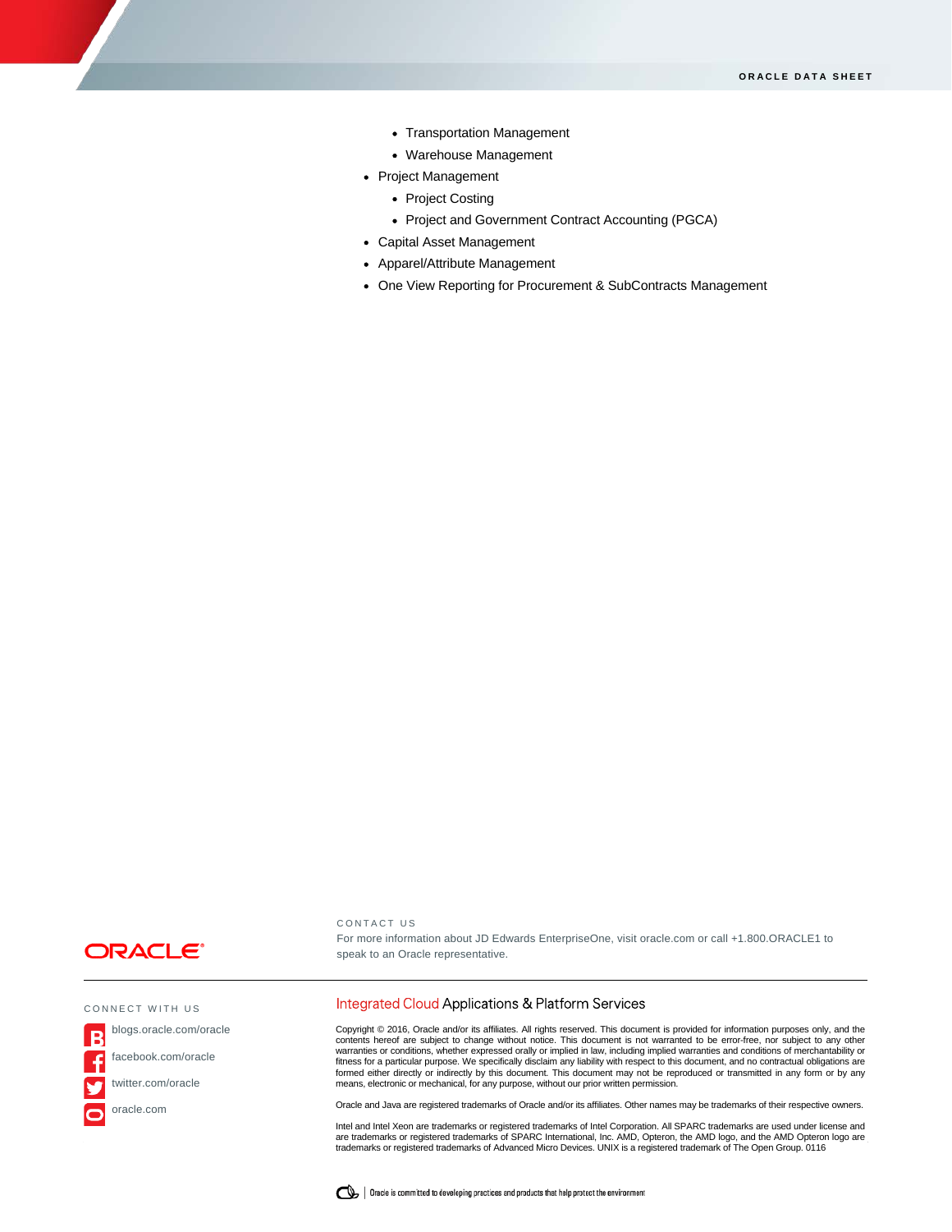- Transportation Management
  - Warehouse Management
- Project Management
  - Project Costing
  - Project and Government Contract Accounting (PGCA)
- Capital Asset Management
- Apparel/Attribute Management
- One View Reporting for Procurement & SubContracts Management

CONTACT US

For more information about JD Edwards EnterpriseOne, visit oracle.com or call +1.800.ORACLE1 to speak to an Oracle representative.

CONNECT WITH US

blogs.oracle.com/oracle

facebook.com/oracle

twitter.com/oracle

oracle.com

Integrated Cloud Applications & Platform Services

Copyright © 2016, Oracle and/or its affiliates. All rights reserved. This document is provided for information purposes only, and the contents hereof are subject to change without notice. This document is not warranted to be error-free, nor subject to any other warranties or conditions, whether expressed orally or implied in law, including implied warranties and conditions of merchantability or fitness for a particular purpose. We specifically disclaim any liability with respect to this document, and no contractual obligations are formed either directly or indirectly by this document. This document may not be reproduced or transmitted in any form or by any means, electronic or mechanical, for any purpose, without our prior written permission.

Oracle and Java are registered trademarks of Oracle and/or its affiliates. Other names may be trademarks of their respective owners.

Intel and Intel Xeon are trademarks or registered trademarks of Intel Corporation. All SPARC trademarks are used under license and are trademarks or registered trademarks of SPARC International, Inc. AMD, Opteron, the AMD logo, and the AMD Opteron logo are trademarks or registered trademarks of Advanced Micro Devices. UNIX is a registered trademark of The Open Group. 0116

Oracle is committed to developing practices and products that help protect the environment